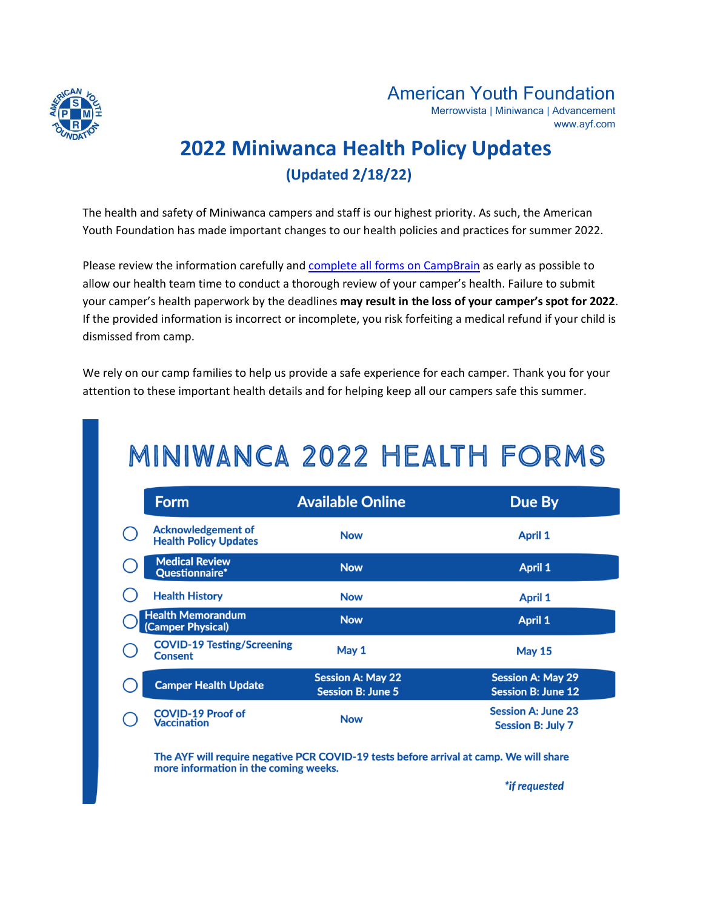American Youth Foundation
Merrowvista | Miniwanca | Advancement
www.ayf.com

# 2022 Miniwanca Health Policy Updates

## (Updated 2/18/22)

The health and safety of Miniwanca campers and staff is our highest priority. As such, the American Youth Foundation has made important changes to our health policies and practices for summer 2022.

Please review the information carefully and [complete all forms on CampBrain]() as early as possible to allow our health team time to conduct a thorough review of your camper's health. Failure to submit your camper's health paperwork by the deadlines **may result in the loss of your camper's spot for 2022**. If the provided information is incorrect or incomplete, you risk forfeiting a medical refund if your child is dismissed from camp.

We rely on our camp families to help us provide a safe experience for each camper. Thank you for your attention to these important health details and for helping keep all our campers safe this summer.

## MINIWANCA 2022 HEALTH FORMS

| | Form | Available Online | Due By |
|---|---|---|---|
| ○ | Acknowledgement of Health Policy Updates | Now | April 1 |
| ○ | Medical Review Questionnaire* | Now | April 1 |
| ○ | Health History | Now | April 1 |
| ○ | Health Memorandum (Camper Physical) | Now | April 1 |
| ○ | COVID-19 Testing/Screening Consent | May 1 | May 15 |
| ○ | Camper Health Update | Session A: May 22<br>Session B: June 5 | Session A: May 29<br>Session B: June 12 |
| ○ | COVID-19 Proof of Vaccination | Now | Session A: June 23<br>Session B: July 7 |

**The AYF will require negative PCR COVID-19 tests before arrival at camp. We will share more information in the coming weeks.**

*\*if requested*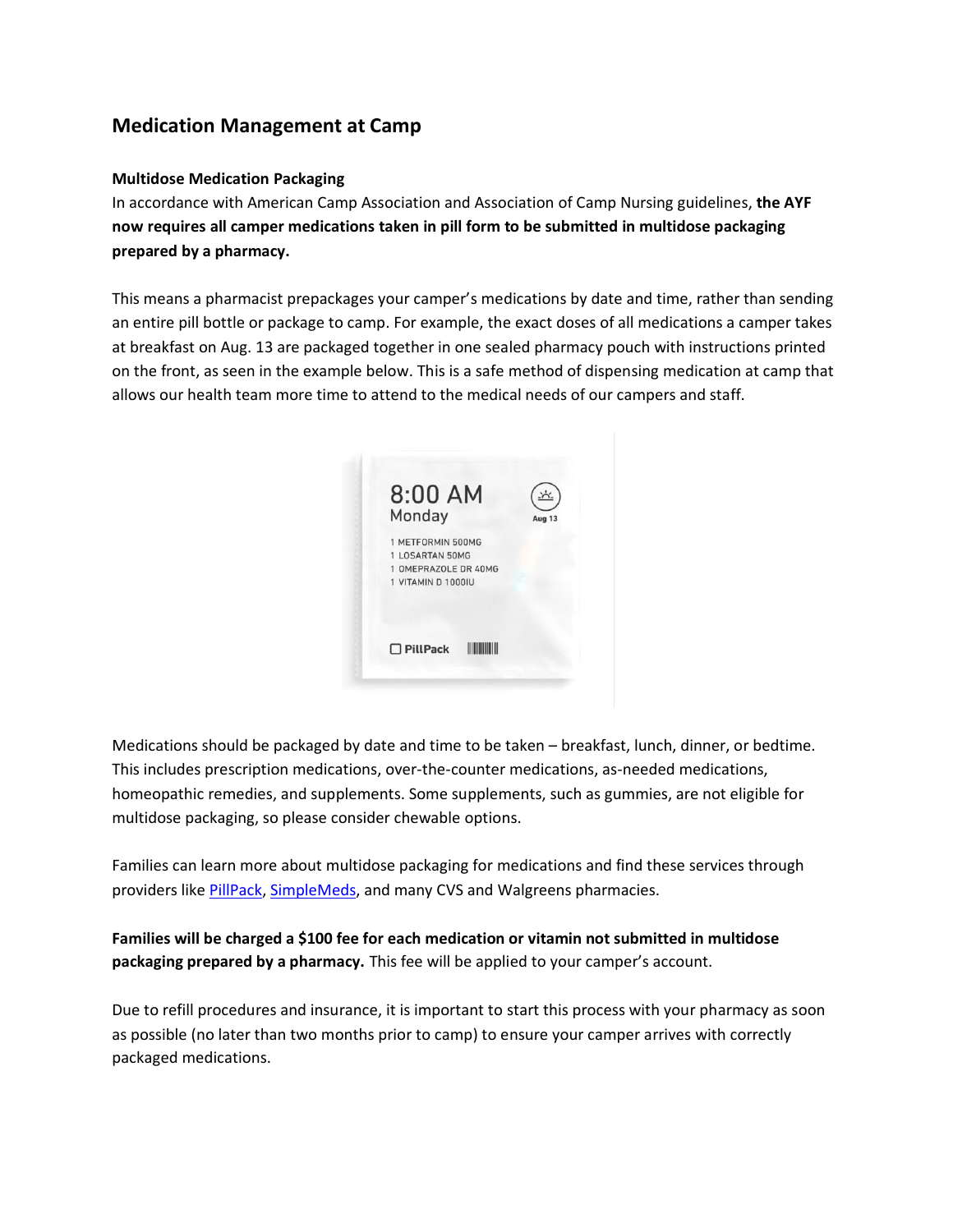## Medication Management at Camp

### Multidose Medication Packaging

In accordance with American Camp Association and Association of Camp Nursing guidelines, **the AYF now requires all camper medications taken in pill form to be submitted in multidose packaging prepared by a pharmacy.**

This means a pharmacist prepackages your camper's medications by date and time, rather than sending an entire pill bottle or package to camp. For example, the exact doses of all medications a camper takes at breakfast on Aug. 13 are packaged together in one sealed pharmacy pouch with instructions printed on the front, as seen in the example below. This is a safe method of dispensing medication at camp that allows our health team more time to attend to the medical needs of our campers and staff.

Medications should be packaged by date and time to be taken – breakfast, lunch, dinner, or bedtime. This includes prescription medications, over-the-counter medications, as-needed medications, homeopathic remedies, and supplements. Some supplements, such as gummies, are not eligible for multidose packaging, so please consider chewable options.

Families can learn more about multidose packaging for medications and find these services through providers like PillPack, SimpleMeds, and many CVS and Walgreens pharmacies.

**Families will be charged a $100 fee for each medication or vitamin not submitted in multidose packaging prepared by a pharmacy.** This fee will be applied to your camper's account.

Due to refill procedures and insurance, it is important to start this process with your pharmacy as soon as possible (no later than two months prior to camp) to ensure your camper arrives with correctly packaged medications.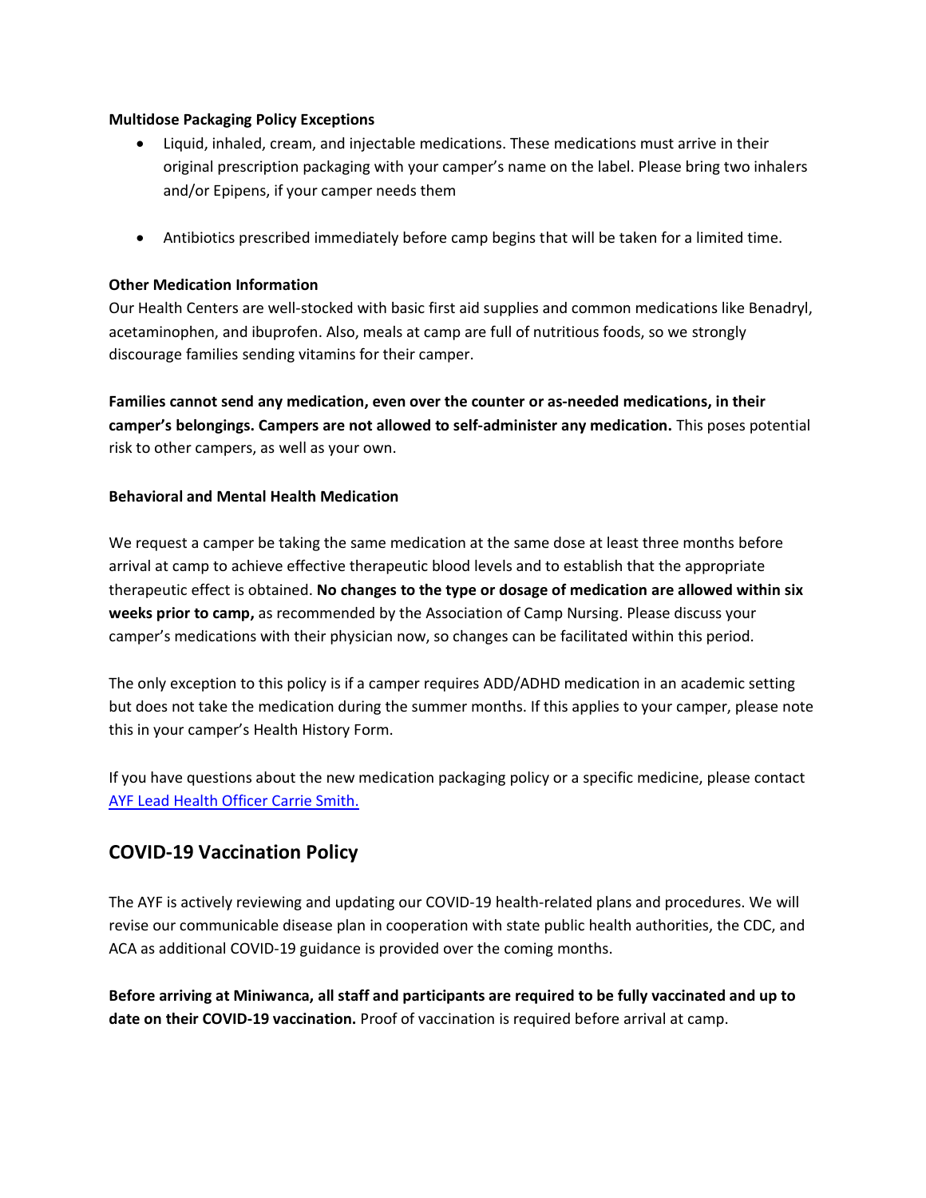**Multidose Packaging Policy Exceptions**

- Liquid, inhaled, cream, and injectable medications. These medications must arrive in their original prescription packaging with your camper's name on the label. Please bring two inhalers and/or Epipens, if your camper needs them
- Antibiotics prescribed immediately before camp begins that will be taken for a limited time.

**Other Medication Information**

Our Health Centers are well-stocked with basic first aid supplies and common medications like Benadryl, acetaminophen, and ibuprofen. Also, meals at camp are full of nutritious foods, so we strongly discourage families sending vitamins for their camper.

**Families cannot send any medication, even over the counter or as-needed medications, in their camper's belongings. Campers are not allowed to self-administer any medication.** This poses potential risk to other campers, as well as your own.

**Behavioral and Mental Health Medication**

We request a camper be taking the same medication at the same dose at least three months before arrival at camp to achieve effective therapeutic blood levels and to establish that the appropriate therapeutic effect is obtained. **No changes to the type or dosage of medication are allowed within six weeks prior to camp,** as recommended by the Association of Camp Nursing. Please discuss your camper's medications with their physician now, so changes can be facilitated within this period.

The only exception to this policy is if a camper requires ADD/ADHD medication in an academic setting but does not take the medication during the summer months. If this applies to your camper, please note this in your camper's Health History Form.

If you have questions about the new medication packaging policy or a specific medicine, please contact AYF Lead Health Officer Carrie Smith.

## COVID-19 Vaccination Policy

The AYF is actively reviewing and updating our COVID-19 health-related plans and procedures. We will revise our communicable disease plan in cooperation with state public health authorities, the CDC, and ACA as additional COVID-19 guidance is provided over the coming months.

**Before arriving at Miniwanca, all staff and participants are required to be fully vaccinated and up to date on their COVID-19 vaccination.** Proof of vaccination is required before arrival at camp.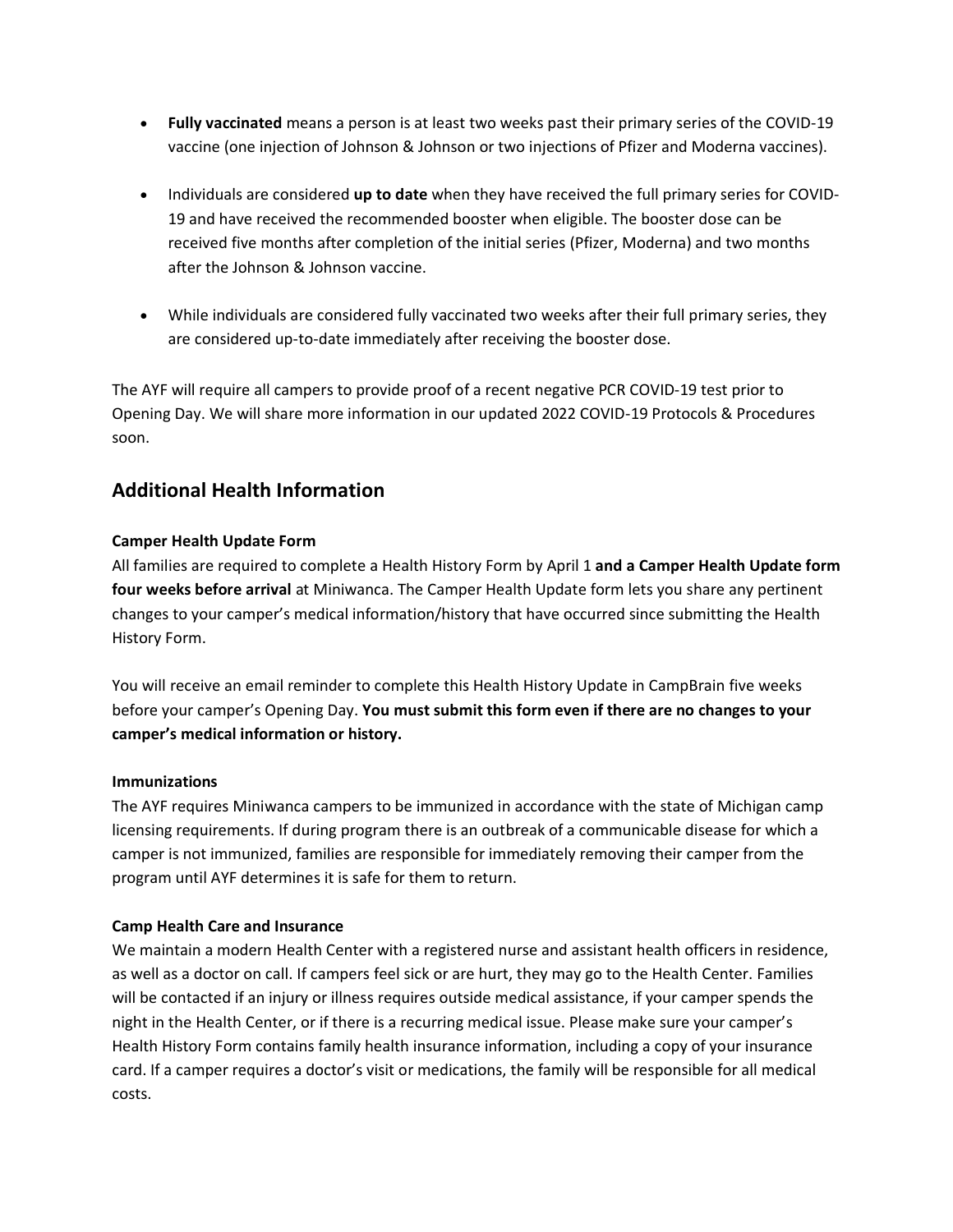- **Fully vaccinated** means a person is at least two weeks past their primary series of the COVID-19 vaccine (one injection of Johnson & Johnson or two injections of Pfizer and Moderna vaccines).
- Individuals are considered **up to date** when they have received the full primary series for COVID-19 and have received the recommended booster when eligible. The booster dose can be received five months after completion of the initial series (Pfizer, Moderna) and two months after the Johnson & Johnson vaccine.
- While individuals are considered fully vaccinated two weeks after their full primary series, they are considered up-to-date immediately after receiving the booster dose.

The AYF will require all campers to provide proof of a recent negative PCR COVID-19 test prior to Opening Day. We will share more information in our updated 2022 COVID-19 Protocols & Procedures soon.

## Additional Health Information

**Camper Health Update Form**

All families are required to complete a Health History Form by April 1 **and a Camper Health Update form four weeks before arrival** at Miniwanca. The Camper Health Update form lets you share any pertinent changes to your camper's medical information/history that have occurred since submitting the Health History Form.

You will receive an email reminder to complete this Health History Update in CampBrain five weeks before your camper's Opening Day. **You must submit this form even if there are no changes to your camper's medical information or history.**

**Immunizations**

The AYF requires Miniwanca campers to be immunized in accordance with the state of Michigan camp licensing requirements. If during program there is an outbreak of a communicable disease for which a camper is not immunized, families are responsible for immediately removing their camper from the program until AYF determines it is safe for them to return.

**Camp Health Care and Insurance**

We maintain a modern Health Center with a registered nurse and assistant health officers in residence, as well as a doctor on call. If campers feel sick or are hurt, they may go to the Health Center. Families will be contacted if an injury or illness requires outside medical assistance, if your camper spends the night in the Health Center, or if there is a recurring medical issue. Please make sure your camper's Health History Form contains family health insurance information, including a copy of your insurance card. If a camper requires a doctor's visit or medications, the family will be responsible for all medical costs.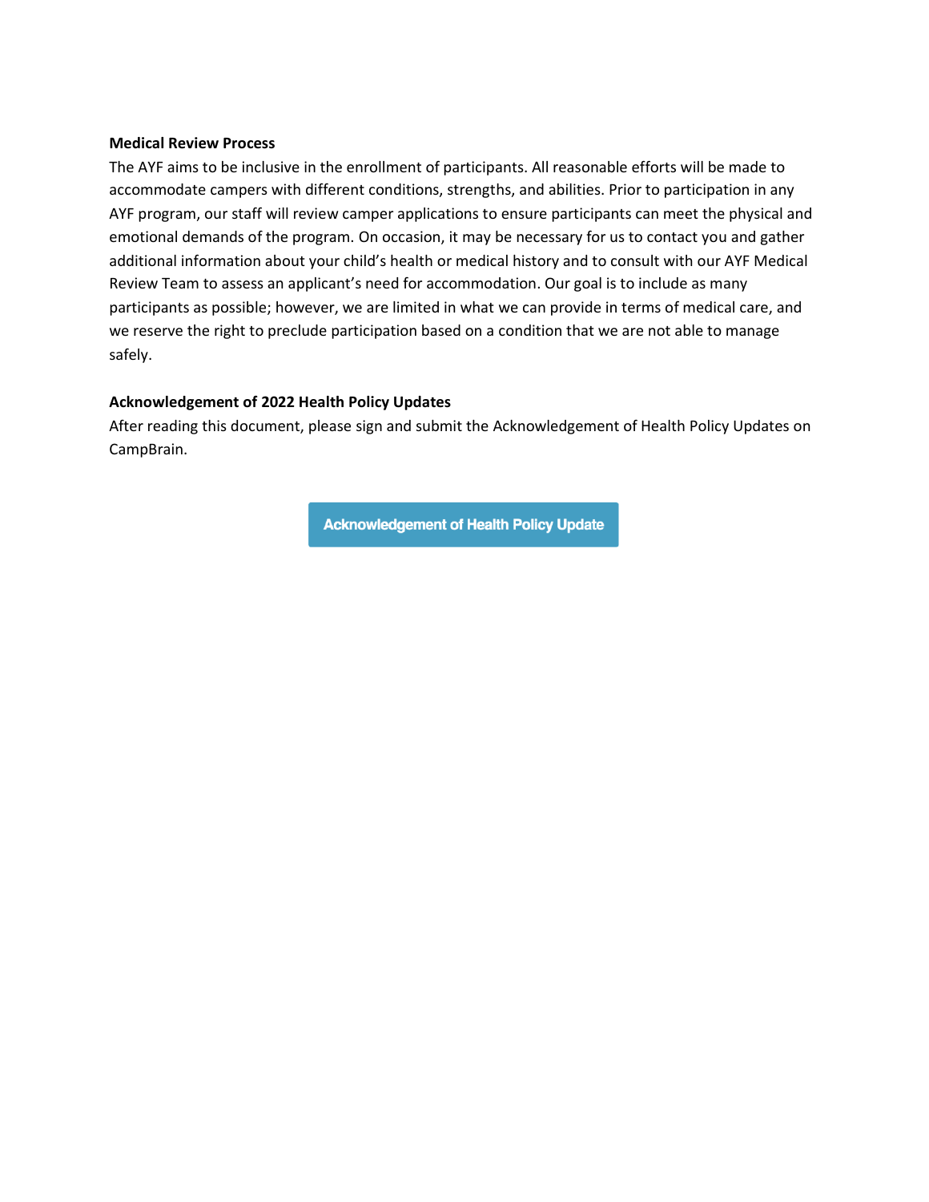**Medical Review Process**

The AYF aims to be inclusive in the enrollment of participants. All reasonable efforts will be made to accommodate campers with different conditions, strengths, and abilities. Prior to participation in any AYF program, our staff will review camper applications to ensure participants can meet the physical and emotional demands of the program. On occasion, it may be necessary for us to contact you and gather additional information about your child's health or medical history and to consult with our AYF Medical Review Team to assess an applicant's need for accommodation. Our goal is to include as many participants as possible; however, we are limited in what we can provide in terms of medical care, and we reserve the right to preclude participation based on a condition that we are not able to manage safely.

**Acknowledgement of 2022 Health Policy Updates**

After reading this document, please sign and submit the Acknowledgement of Health Policy Updates on CampBrain.

**Acknowledgement of Health Policy Update**